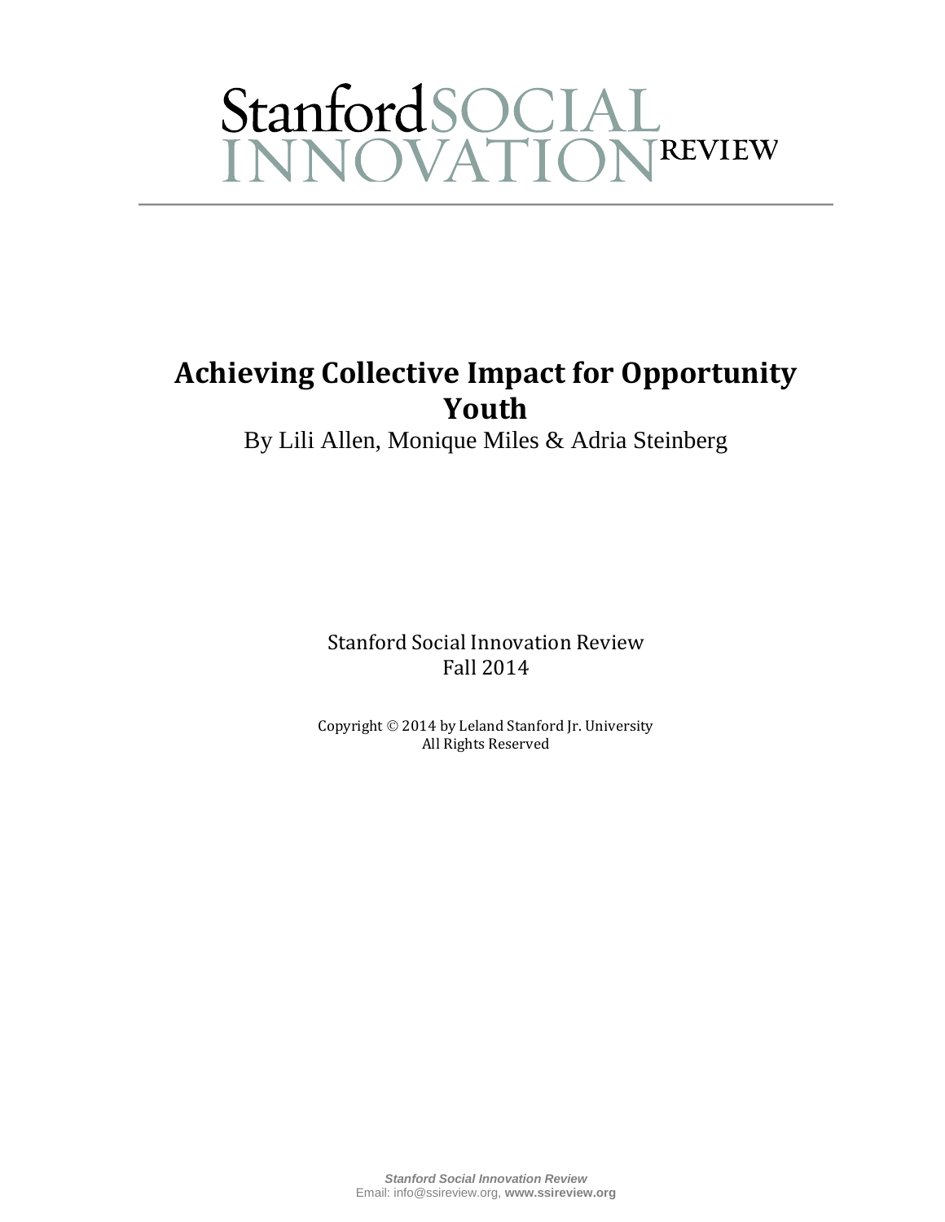Stanford SOCIAL INNOVATION REVIEW

# Achieving Collective Impact for Opportunity Youth

By Lili Allen, Monique Miles & Adria Steinberg

Stanford Social Innovation Review
Fall 2014

Copyright © 2014 by Leland Stanford Jr. University
All Rights Reserved

*Stanford Social Innovation Review*
Email: info@ssireview.org, **www.ssireview.org**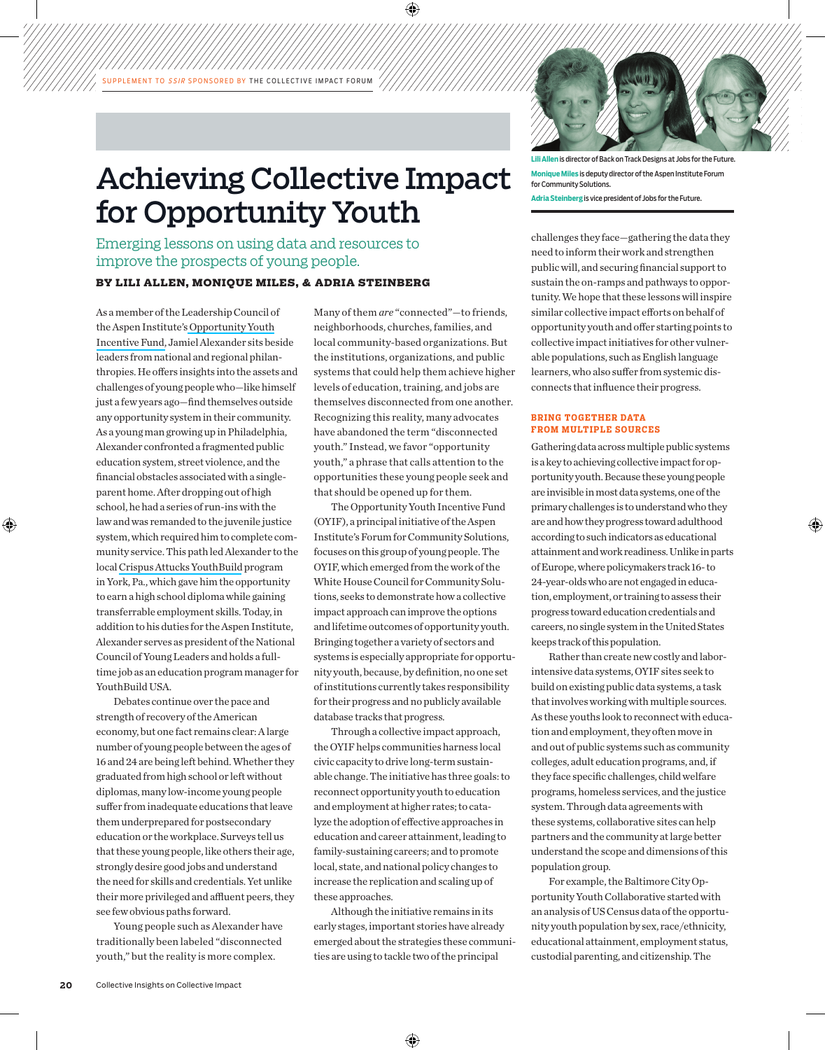SUPPLEMENT TO *SSIR* SPONSORED BY THE COLLECTIVE IMPACT FORUM

# Achieving Collective Impact for Opportunity Youth

## Emerging lessons on using data and resources to improve the prospects of young people.

**BY LILI ALLEN, MONIQUE MILES, & ADRIA STEINBERG**

**Lili Allen** is director of Back on Track Designs at Jobs for the Future.

**Monique Miles** is deputy director of the Aspen Institute Forum for Community Solutions.

**Adria Steinberg** is vice president of Jobs for the Future.

As a member of the Leadership Council of the Aspen Institute's Opportunity Youth Incentive Fund, Jamiel Alexander sits beside leaders from national and regional philanthropies. He offers insights into the assets and challenges of young people who—like himself just a few years ago—find themselves outside any opportunity system in their community. As a young man growing up in Philadelphia, Alexander confronted a fragmented public education system, street violence, and the financial obstacles associated with a single-parent home. After dropping out of high school, he had a series of run-ins with the law and was remanded to the juvenile justice system, which required him to complete community service. This path led Alexander to the local Crispus Attucks YouthBuild program in York, Pa., which gave him the opportunity to earn a high school diploma while gaining transferrable employment skills. Today, in addition to his duties for the Aspen Institute, Alexander serves as president of the National Council of Young Leaders and holds a full-time job as an education program manager for YouthBuild USA.

Debates continue over the pace and strength of recovery of the American economy, but one fact remains clear: A large number of young people between the ages of 16 and 24 are being left behind. Whether they graduated from high school or left without diplomas, many low-income young people suffer from inadequate educations that leave them underprepared for postsecondary education or the workplace. Surveys tell us that these young people, like others their age, strongly desire good jobs and understand the need for skills and credentials. Yet unlike their more privileged and affluent peers, they see few obvious paths forward.

Young people such as Alexander have traditionally been labeled "disconnected youth," but the reality is more complex. Many of them *are* "connected"—to friends, neighborhoods, churches, families, and local community-based organizations. But the institutions, organizations, and public systems that could help them achieve higher levels of education, training, and jobs are themselves disconnected from one another. Recognizing this reality, many advocates have abandoned the term "disconnected youth." Instead, we favor "opportunity youth," a phrase that calls attention to the opportunities these young people seek and that should be opened up for them.

The Opportunity Youth Incentive Fund (OYIF), a principal initiative of the Aspen Institute's Forum for Community Solutions, focuses on this group of young people. The OYIF, which emerged from the work of the White House Council for Community Solutions, seeks to demonstrate how a collective impact approach can improve the options and lifetime outcomes of opportunity youth. Bringing together a variety of sectors and systems is especially appropriate for opportunity youth, because, by definition, no one set of institutions currently takes responsibility for their progress and no publicly available database tracks that progress.

Through a collective impact approach, the OYIF helps communities harness local civic capacity to drive long-term sustainable change. The initiative has three goals: to reconnect opportunity youth to education and employment at higher rates; to catalyze the adoption of effective approaches in education and career attainment, leading to family-sustaining careers; and to promote local, state, and national policy changes to increase the replication and scaling up of these approaches.

Although the initiative remains in its early stages, important stories have already emerged about the strategies these communities are using to tackle two of the principal challenges they face—gathering the data they need to inform their work and strengthen public will, and securing financial support to sustain the on-ramps and pathways to opportunity. We hope that these lessons will inspire similar collective impact efforts on behalf of opportunity youth and offer starting points to collective impact initiatives for other vulnerable populations, such as English language learners, who also suffer from systemic disconnects that influence their progress.

### BRING TOGETHER DATA FROM MULTIPLE SOURCES

Gathering data across multiple public systems is a key to achieving collective impact for opportunity youth. Because these young people are invisible in most data systems, one of the primary challenges is to understand who they are and how they progress toward adulthood according to such indicators as educational attainment and work readiness. Unlike in parts of Europe, where policymakers track 16- to 24-year-olds who are not engaged in education, employment, or training to assess their progress toward education credentials and careers, no single system in the United States keeps track of this population.

Rather than create new costly and labor-intensive data systems, OYIF sites seek to build on existing public data systems, a task that involves working with multiple sources. As these youths look to reconnect with education and employment, they often move in and out of public systems such as community colleges, adult education programs, and, if they face specific challenges, child welfare programs, homeless services, and the justice system. Through data agreements with these systems, collaborative sites can help partners and the community at large better understand the scope and dimensions of this population group.

For example, the Baltimore City Opportunity Youth Collaborative started with an analysis of US Census data of the opportunity youth population by sex, race/ethnicity, educational attainment, employment status, custodial parenting, and citizenship. The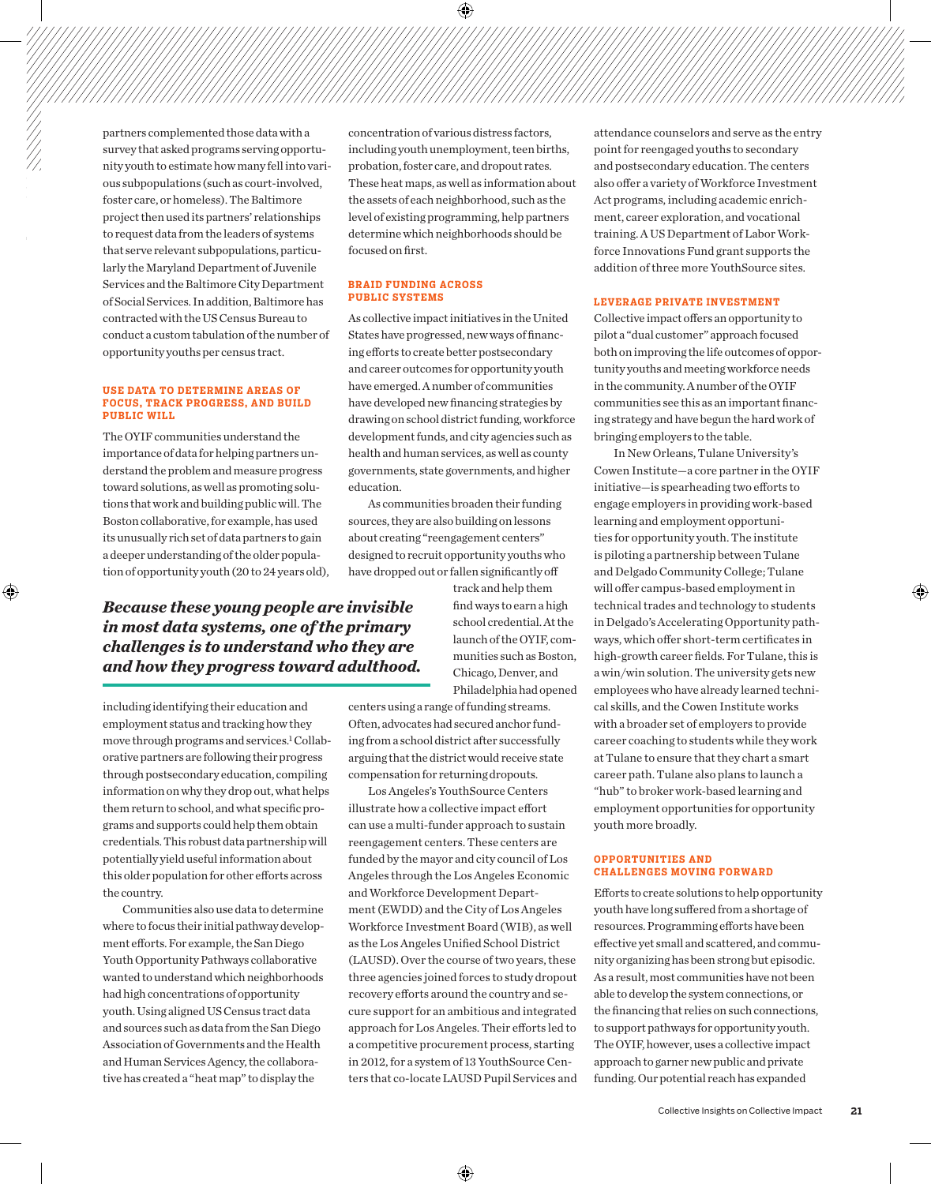partners complemented those data with a survey that asked programs serving opportunity youth to estimate how many fell into various subpopulations (such as court-involved, foster care, or homeless). The Baltimore project then used its partners' relationships to request data from the leaders of systems that serve relevant subpopulations, particularly the Maryland Department of Juvenile Services and the Baltimore City Department of Social Services. In addition, Baltimore has contracted with the US Census Bureau to conduct a custom tabulation of the number of opportunity youths per census tract.

### USE DATA TO DETERMINE AREAS OF FOCUS, TRACK PROGRESS, AND BUILD PUBLIC WILL

The OYIF communities understand the importance of data for helping partners understand the problem and measure progress toward solutions, as well as promoting solutions that work and building public will. The Boston collaborative, for example, has used its unusually rich set of data partners to gain a deeper understanding of the older population of opportunity youth (20 to 24 years old), including identifying their education and employment status and tracking how they move through programs and services.[1] Collaborative partners are following their progress through postsecondary education, compiling information on why they drop out, what helps them return to school, and what specific programs and supports could help them obtain credentials. This robust data partnership will potentially yield useful information about this older population for other efforts across the country.

***Because these young people are invisible in most data systems, one of the primary challenges is to understand who they are and how they progress toward adulthood.***

Communities also use data to determine where to focus their initial pathway development efforts. For example, the San Diego Youth Opportunity Pathways collaborative wanted to understand which neighborhoods had high concentrations of opportunity youth. Using aligned US Census tract data and sources such as data from the San Diego Association of Governments and the Health and Human Services Agency, the collaborative has created a "heat map" to display the concentration of various distress factors, including youth unemployment, teen births, probation, foster care, and dropout rates. These heat maps, as well as information about the assets of each neighborhood, such as the level of existing programming, help partners determine which neighborhoods should be focused on first.

### BRAID FUNDING ACROSS PUBLIC SYSTEMS

As collective impact initiatives in the United States have progressed, new ways of financing efforts to create better postsecondary and career outcomes for opportunity youth have emerged. A number of communities have developed new financing strategies by drawing on school district funding, workforce development funds, and city agencies such as health and human services, as well as county governments, state governments, and higher education.

As communities broaden their funding sources, they are also building on lessons about creating "reengagement centers" designed to recruit opportunity youths who have dropped out or fallen significantly off track and help them find ways to earn a high school credential. At the launch of the OYIF, communities such as Boston, Chicago, Denver, and Philadelphia had opened centers using a range of funding streams. Often, advocates had secured anchor funding from a school district after successfully arguing that the district would receive state compensation for returning dropouts.

Los Angeles's YouthSource Centers illustrate how a collective impact effort can use a multi-funder approach to sustain reengagement centers. These centers are funded by the mayor and city council of Los Angeles through the Los Angeles Economic and Workforce Development Department (EWDD) and the City of Los Angeles Workforce Investment Board (WIB), as well as the Los Angeles Unified School District (LAUSD). Over the course of two years, these three agencies joined forces to study dropout recovery efforts around the country and secure support for an ambitious and integrated approach for Los Angeles. Their efforts led to a competitive procurement process, starting in 2012, for a system of 13 YouthSource Centers that co-locate LAUSD Pupil Services and attendance counselors and serve as the entry point for reengaged youths to secondary and postsecondary education. The centers also offer a variety of Workforce Investment Act programs, including academic enrichment, career exploration, and vocational training. A US Department of Labor Workforce Innovations Fund grant supports the addition of three more YouthSource sites.

### LEVERAGE PRIVATE INVESTMENT

Collective impact offers an opportunity to pilot a "dual customer" approach focused both on improving the life outcomes of opportunity youths and meeting workforce needs in the community. A number of the OYIF communities see this as an important financing strategy and have begun the hard work of bringing employers to the table.

In New Orleans, Tulane University's Cowen Institute—a core partner in the OYIF initiative—is spearheading two efforts to engage employers in providing work-based learning and employment opportunities for opportunity youth. The institute is piloting a partnership between Tulane and Delgado Community College; Tulane will offer campus-based employment in technical trades and technology to students in Delgado's Accelerating Opportunity pathways, which offer short-term certificates in high-growth career fields. For Tulane, this is a win/win solution. The university gets new employees who have already learned technical skills, and the Cowen Institute works with a broader set of employers to provide career coaching to students while they work at Tulane to ensure that they chart a smart career path. Tulane also plans to launch a "hub" to broker work-based learning and employment opportunities for opportunity youth more broadly.

### OPPORTUNITIES AND CHALLENGES MOVING FORWARD

Efforts to create solutions to help opportunity youth have long suffered from a shortage of resources. Programming efforts have been effective yet small and scattered, and community organizing has been strong but episodic. As a result, most communities have not been able to develop the system connections, or the financing that relies on such connections, to support pathways for opportunity youth. The OYIF, however, uses a collective impact approach to garner new public and private funding. Our potential reach has expanded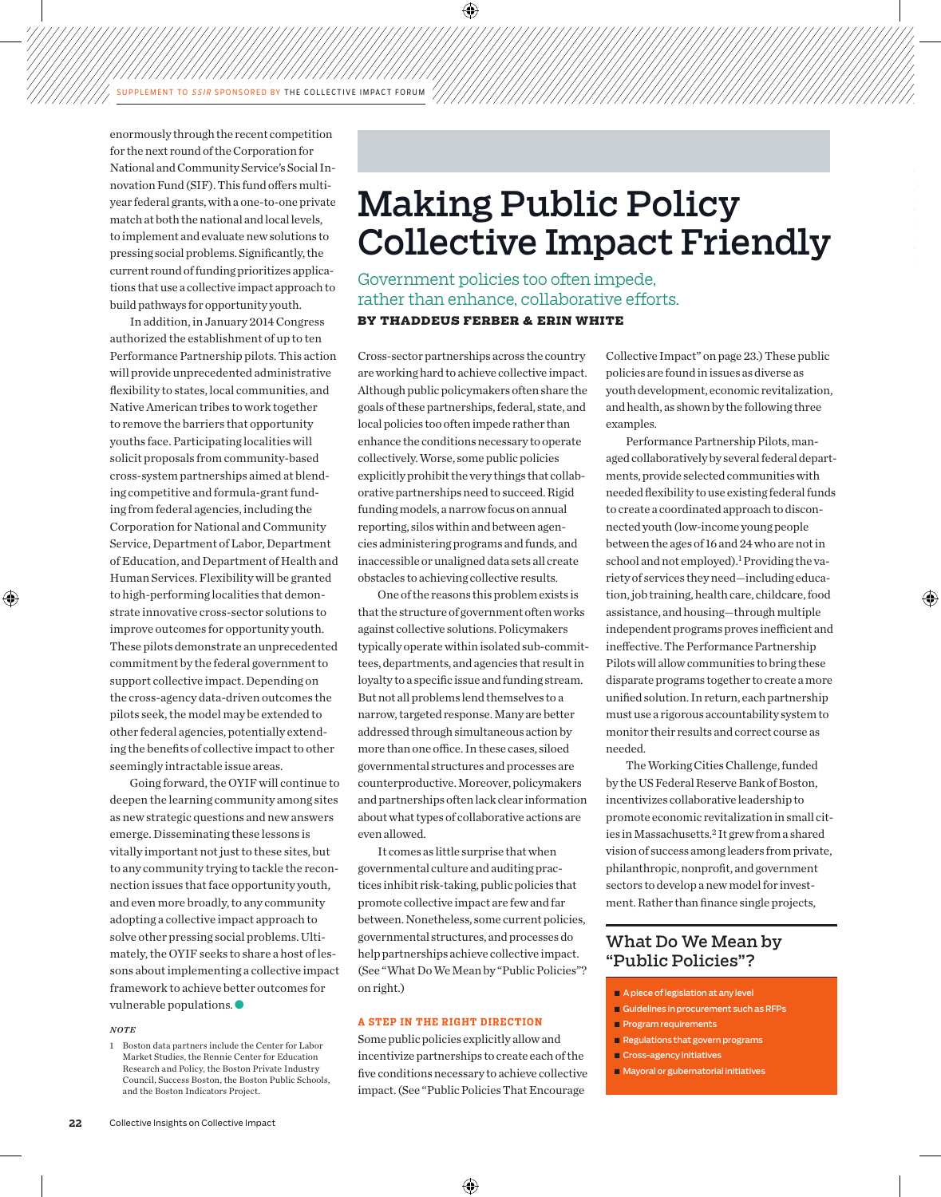enormously through the recent competition for the next round of the Corporation for National and Community Service's Social Innovation Fund (SIF). This fund offers multiyear federal grants, with a one-to-one private match at both the national and local levels, to implement and evaluate new solutions to pressing social problems. Significantly, the current round of funding prioritizes applications that use a collective impact approach to build pathways for opportunity youth.

In addition, in January 2014 Congress authorized the establishment of up to ten Performance Partnership pilots. This action will provide unprecedented administrative flexibility to states, local communities, and Native American tribes to work together to remove the barriers that opportunity youths face. Participating localities will solicit proposals from community-based cross-system partnerships aimed at blending competitive and formula-grant funding from federal agencies, including the Corporation for National and Community Service, Department of Labor, Department of Education, and Department of Health and Human Services. Flexibility will be granted to high-performing localities that demonstrate innovative cross-sector solutions to improve outcomes for opportunity youth. These pilots demonstrate an unprecedented commitment by the federal government to support collective impact. Depending on the cross-agency data-driven outcomes the pilots seek, the model may be extended to other federal agencies, potentially extending the benefits of collective impact to other seemingly intractable issue areas.

Going forward, the OYIF will continue to deepen the learning community among sites as new strategic questions and new answers emerge. Disseminating these lessons is vitally important not just to these sites, but to any community trying to tackle the reconnection issues that face opportunity youth, and even more broadly, to any community adopting a collective impact approach to solve other pressing social problems. Ultimately, the OYIF seeks to share a host of lessons about implementing a collective impact framework to achieve better outcomes for vulnerable populations. ●

*NOTE*

1 Boston data partners include the Center for Labor Market Studies, the Rennie Center for Education Research and Policy, the Boston Private Industry Council, Success Boston, the Boston Public Schools, and the Boston Indicators Project.

# Making Public Policy Collective Impact Friendly

## Government policies too often impede, rather than enhance, collaborative efforts.

**BY THADDEUS FERBER & ERIN WHITE**

Cross-sector partnerships across the country are working hard to achieve collective impact. Although public policymakers often share the goals of these partnerships, federal, state, and local policies too often impede rather than enhance the conditions necessary to operate collectively. Worse, some public policies explicitly prohibit the very things that collaborative partnerships need to succeed. Rigid funding models, a narrow focus on annual reporting, silos within and between agencies administering programs and funds, and inaccessible or unaligned data sets all create obstacles to achieving collective results.

One of the reasons this problem exists is that the structure of government often works against collective solutions. Policymakers typically operate within isolated sub-committees, departments, and agencies that result in loyalty to a specific issue and funding stream. But not all problems lend themselves to a narrow, targeted response. Many are better addressed through simultaneous action by more than one office. In these cases, siloed governmental structures and processes are counterproductive. Moreover, policymakers and partnerships often lack clear information about what types of collaborative actions are even allowed.

It comes as little surprise that when governmental culture and auditing practices inhibit risk-taking, public policies that promote collective impact are few and far between. Nonetheless, some current policies, governmental structures, and processes do help partnerships achieve collective impact. (See "What Do We Mean by "Public Policies"? on right.)

### A STEP IN THE RIGHT DIRECTION

Some public policies explicitly allow and incentivize partnerships to create each of the five conditions necessary to achieve collective impact. (See "Public Policies That Encourage Collective Impact" on page 23.) These public policies are found in issues as diverse as youth development, economic revitalization, and health, as shown by the following three examples.

Performance Partnership Pilots, managed collaboratively by several federal departments, provide selected communities with needed flexibility to use existing federal funds to create a coordinated approach to disconnected youth (low-income young people between the ages of 16 and 24 who are not in school and not employed).[1] Providing the variety of services they need—including education, job training, health care, childcare, food assistance, and housing—through multiple independent programs proves inefficient and ineffective. The Performance Partnership Pilots will allow communities to bring these disparate programs together to create a more unified solution. In return, each partnership must use a rigorous accountability system to monitor their results and correct course as needed.

The Working Cities Challenge, funded by the US Federal Reserve Bank of Boston, incentivizes collaborative leadership to promote economic revitalization in small cities in Massachusetts.[2] It grew from a shared vision of success among leaders from private, philanthropic, nonprofit, and government sectors to develop a new model for investment. Rather than finance single projects,

### What Do We Mean by "Public Policies"?

- A piece of legislation at any level
- Guidelines in procurement such as RFPs
- Program requirements
- Regulations that govern programs
- Cross-agency initiatives
- Mayoral or gubernatorial initiatives